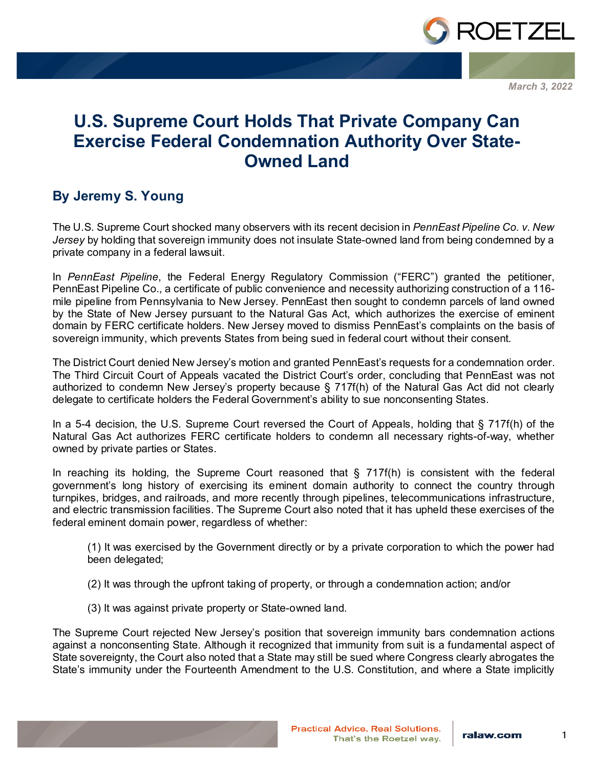March 3, 2022

# U.S. Supreme Court Holds That Private Company Can Exercise Federal Condemnation Authority Over State-Owned Land

## By Jeremy S. Young

The U.S. Supreme Court shocked many observers with its recent decision in *PennEast Pipeline Co. v. New Jersey* by holding that sovereign immunity does not insulate State-owned land from being condemned by a private company in a federal lawsuit.

In *PennEast Pipeline*, the Federal Energy Regulatory Commission ("FERC") granted the petitioner, PennEast Pipeline Co., a certificate of public convenience and necessity authorizing construction of a 116-mile pipeline from Pennsylvania to New Jersey. PennEast then sought to condemn parcels of land owned by the State of New Jersey pursuant to the Natural Gas Act, which authorizes the exercise of eminent domain by FERC certificate holders. New Jersey moved to dismiss PennEast's complaints on the basis of sovereign immunity, which prevents States from being sued in federal court without their consent.

The District Court denied New Jersey's motion and granted PennEast's requests for a condemnation order. The Third Circuit Court of Appeals vacated the District Court's order, concluding that PennEast was not authorized to condemn New Jersey's property because § 717f(h) of the Natural Gas Act did not clearly delegate to certificate holders the Federal Government's ability to sue nonconsenting States.

In a 5-4 decision, the U.S. Supreme Court reversed the Court of Appeals, holding that § 717f(h) of the Natural Gas Act authorizes FERC certificate holders to condemn all necessary rights-of-way, whether owned by private parties or States.

In reaching its holding, the Supreme Court reasoned that § 717f(h) is consistent with the federal government's long history of exercising its eminent domain authority to connect the country through turnpikes, bridges, and railroads, and more recently through pipelines, telecommunications infrastructure, and electric transmission facilities. The Supreme Court also noted that it has upheld these exercises of the federal eminent domain power, regardless of whether:

> (1) It was exercised by the Government directly or by a private corporation to which the power had been delegated;
>
> (2) It was through the upfront taking of property, or through a condemnation action; and/or
>
> (3) It was against private property or State-owned land.

The Supreme Court rejected New Jersey's position that sovereign immunity bars condemnation actions against a nonconsenting State. Although it recognized that immunity from suit is a fundamental aspect of State sovereignty, the Court also noted that a State may still be sued where Congress clearly abrogates the State's immunity under the Fourteenth Amendment to the U.S. Constitution, and where a State implicitly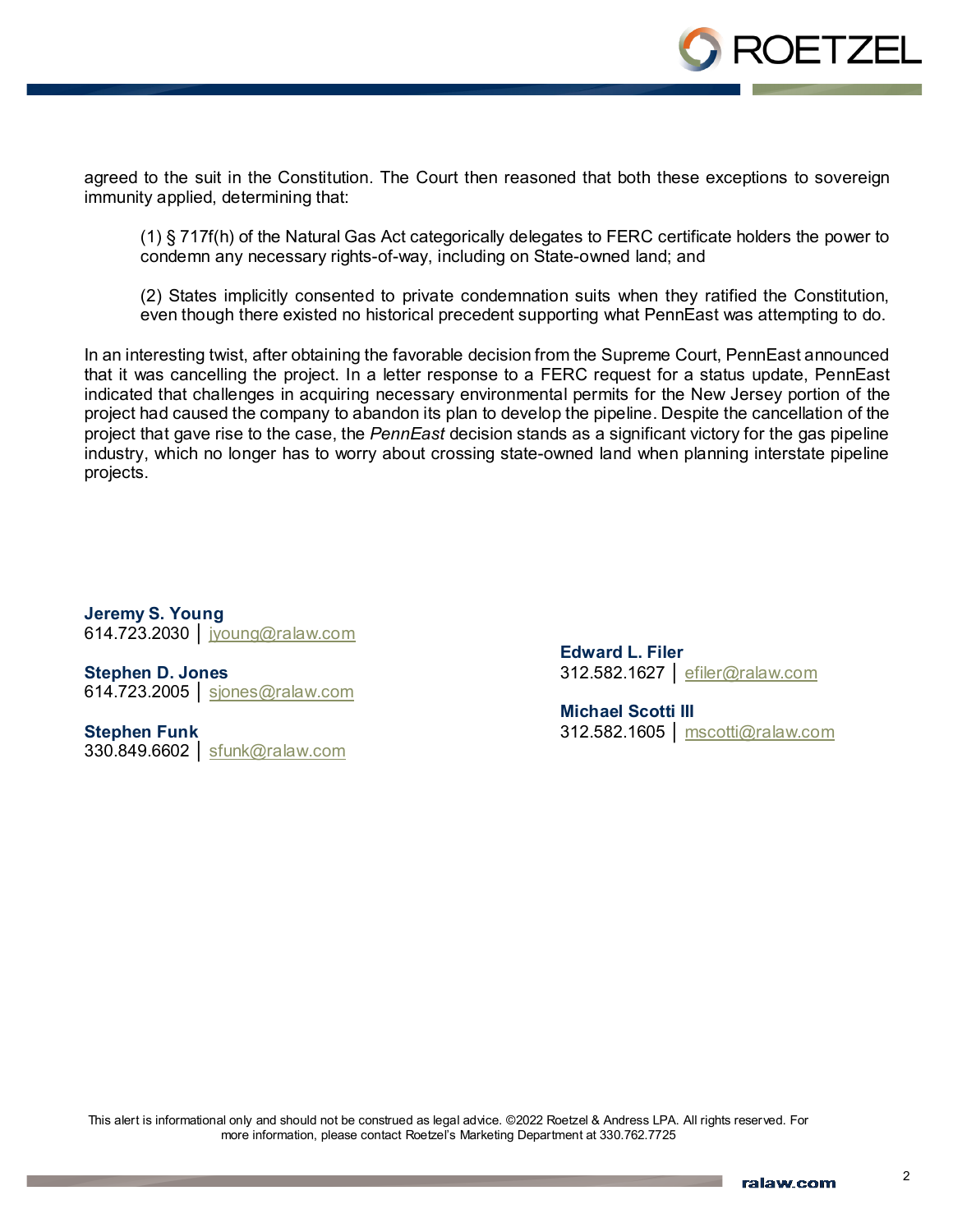agreed to the suit in the Constitution. The Court then reasoned that both these exceptions to sovereign immunity applied, determining that:

> (1) § 717f(h) of the Natural Gas Act categorically delegates to FERC certificate holders the power to condemn any necessary rights-of-way, including on State-owned land; and
>
> (2) States implicitly consented to private condemnation suits when they ratified the Constitution, even though there existed no historical precedent supporting what PennEast was attempting to do.

In an interesting twist, after obtaining the favorable decision from the Supreme Court, PennEast announced that it was cancelling the project. In a letter response to a FERC request for a status update, PennEast indicated that challenges in acquiring necessary environmental permits for the New Jersey portion of the project had caused the company to abandon its plan to develop the pipeline. Despite the cancellation of the project that gave rise to the case, the *PennEast* decision stands as a significant victory for the gas pipeline industry, which no longer has to worry about crossing state-owned land when planning interstate pipeline projects.

**Jeremy S. Young**
614.723.2030 │ jyoung@ralaw.com

**Stephen D. Jones**
614.723.2005 │ sjones@ralaw.com

**Stephen Funk**
330.849.6602 │ sfunk@ralaw.com

**Edward L. Filer**
312.582.1627 │ efiler@ralaw.com

**Michael Scotti III**
312.582.1605 │ mscotti@ralaw.com

This alert is informational only and should not be construed as legal advice. ©2022 Roetzel & Andress LPA. All rights reserved. For more information, please contact Roetzel's Marketing Department at 330.762.7725